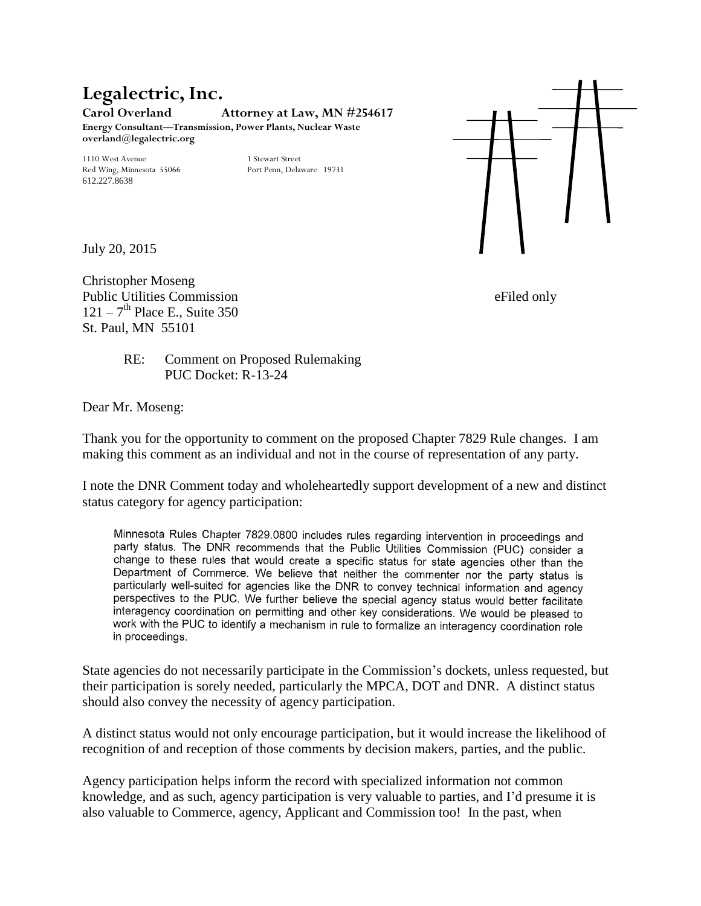# Legalectric, Inc.

**Carol Overland** **Attorney at Law, MN #254617**
**Energy Consultant—Transmission, Power Plants, Nuclear Waste**
**overland@legalectric.org**

1110 West Avenue
Red Wing, Minnesota 55066
612.227.8638

1 Stewart Street
Port Penn, Delaware 19731

July 20, 2015

Christopher Moseng
Public Utilities Commission
121 – 7th Place E., Suite 350
St. Paul, MN 55101

eFiled only

RE: Comment on Proposed Rulemaking
PUC Docket: R-13-24

Dear Mr. Moseng:

Thank you for the opportunity to comment on the proposed Chapter 7829 Rule changes. I am making this comment as an individual and not in the course of representation of any party.

I note the DNR Comment today and wholeheartedly support development of a new and distinct status category for agency participation:

> Minnesota Rules Chapter 7829.0800 includes rules regarding intervention in proceedings and party status. The DNR recommends that the Public Utilities Commission (PUC) consider a change to these rules that would create a specific status for state agencies other than the Department of Commerce. We believe that neither the commenter nor the party status is particularly well-suited for agencies like the DNR to convey technical information and agency perspectives to the PUC. We further believe the special agency status would better facilitate interagency coordination on permitting and other key considerations. We would be pleased to work with the PUC to identify a mechanism in rule to formalize an interagency coordination role in proceedings.

State agencies do not necessarily participate in the Commission's dockets, unless requested, but their participation is sorely needed, particularly the MPCA, DOT and DNR. A distinct status should also convey the necessity of agency participation.

A distinct status would not only encourage participation, but it would increase the likelihood of recognition of and reception of those comments by decision makers, parties, and the public.

Agency participation helps inform the record with specialized information not common knowledge, and as such, agency participation is very valuable to parties, and I'd presume it is also valuable to Commerce, agency, Applicant and Commission too! In the past, when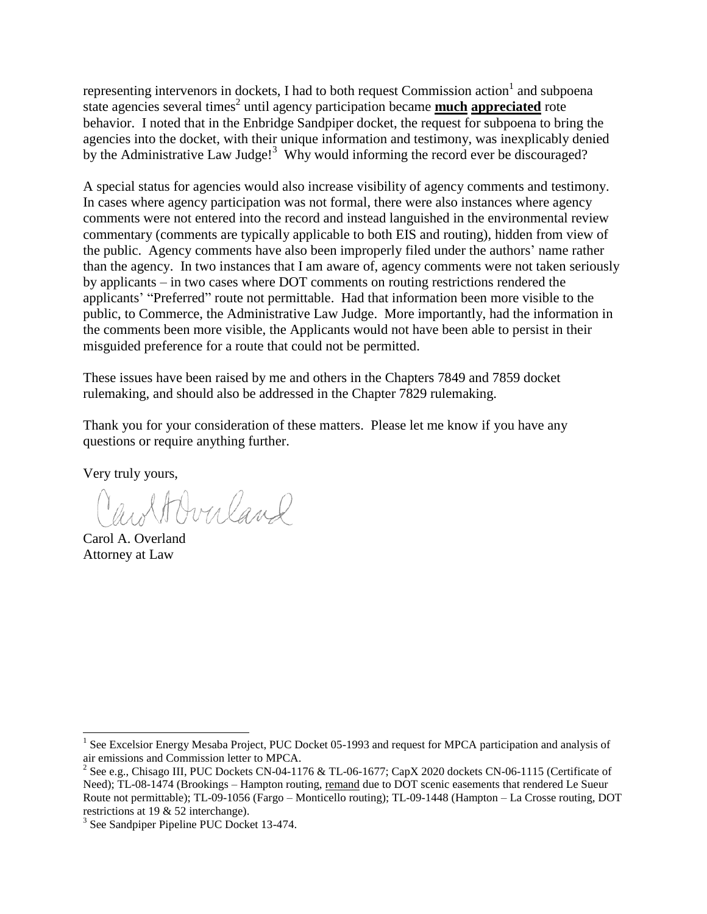representing intervenors in dockets, I had to both request Commission action[1] and subpoena state agencies several times[2] until agency participation became **much appreciated** rote behavior. I noted that in the Enbridge Sandpiper docket, the request for subpoena to bring the agencies into the docket, with their unique information and testimony, was inexplicably denied by the Administrative Law Judge![3] Why would informing the record ever be discouraged?

A special status for agencies would also increase visibility of agency comments and testimony. In cases where agency participation was not formal, there were also instances where agency comments were not entered into the record and instead languished in the environmental review commentary (comments are typically applicable to both EIS and routing), hidden from view of the public. Agency comments have also been improperly filed under the authors' name rather than the agency. In two instances that I am aware of, agency comments were not taken seriously by applicants – in two cases where DOT comments on routing restrictions rendered the applicants' "Preferred" route not permittable. Had that information been more visible to the public, to Commerce, the Administrative Law Judge. More importantly, had the information in the comments been more visible, the Applicants would not have been able to persist in their misguided preference for a route that could not be permitted.

These issues have been raised by me and others in the Chapters 7849 and 7859 docket rulemaking, and should also be addressed in the Chapter 7829 rulemaking.

Thank you for your consideration of these matters. Please let me know if you have any questions or require anything further.

Very truly yours,

Carol A. Overland
Attorney at Law

---

[1] See Excelsior Energy Mesaba Project, PUC Docket 05-1993 and request for MPCA participation and analysis of air emissions and Commission letter to MPCA.

[2] See e.g., Chisago III, PUC Dockets CN-04-1176 & TL-06-1677; CapX 2020 dockets CN-06-1115 (Certificate of Need); TL-08-1474 (Brookings – Hampton routing, remand due to DOT scenic easements that rendered Le Sueur Route not permittable); TL-09-1056 (Fargo – Monticello routing); TL-09-1448 (Hampton – La Crosse routing, DOT restrictions at 19 & 52 interchange).

[3] See Sandpiper Pipeline PUC Docket 13-474.